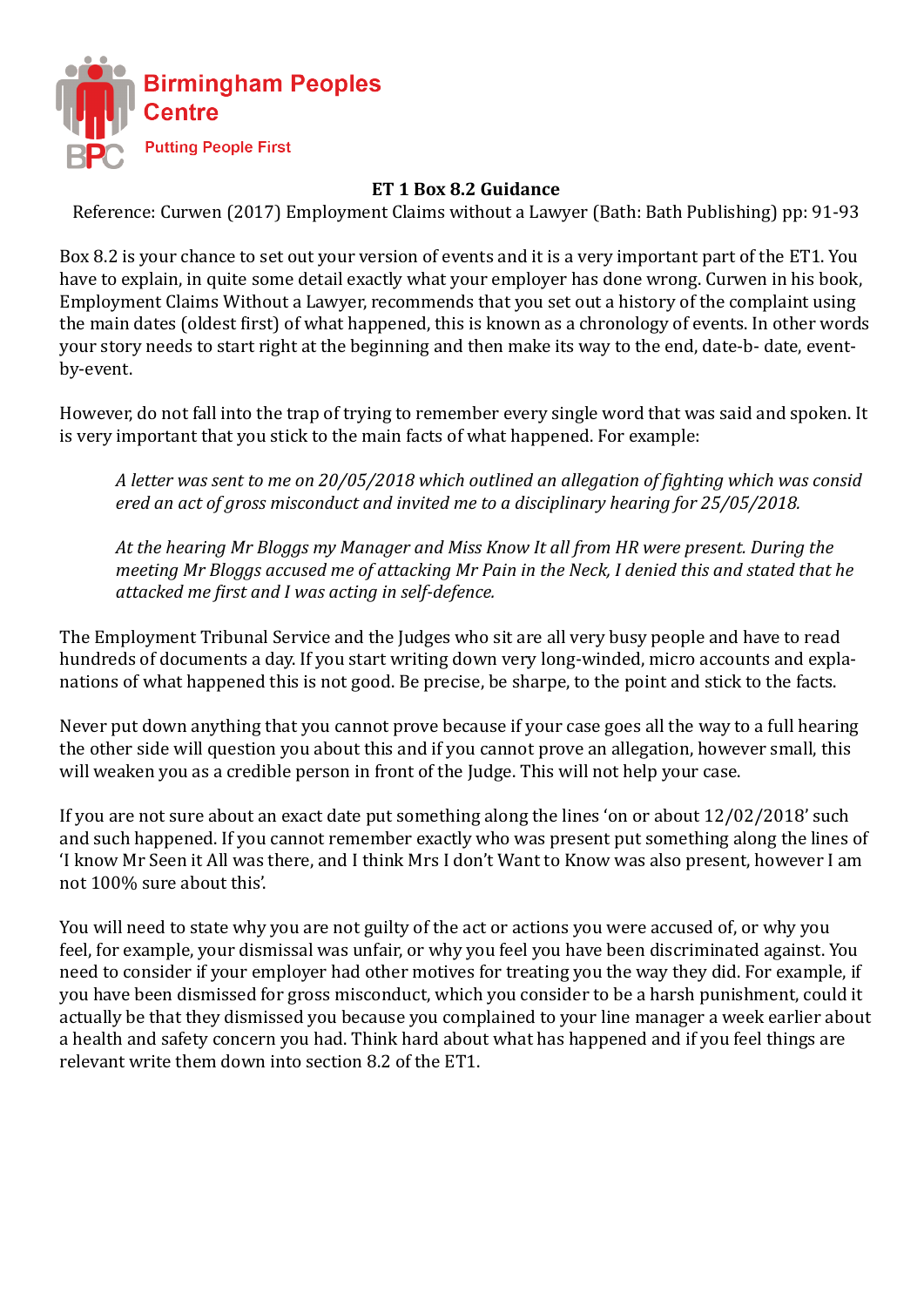Birmingham Peoples Centre

Putting People First

## ET 1 Box 8.2 Guidance

Reference: Curwen (2017) Employment Claims without a Lawyer (Bath: Bath Publishing) pp: 91-93

Box 8.2 is your chance to set out your version of events and it is a very important part of the ET1. You have to explain, in quite some detail exactly what your employer has done wrong. Curwen in his book, Employment Claims Without a Lawyer, recommends that you set out a history of the complaint using the main dates (oldest first) of what happened, this is known as a chronology of events. In other words your story needs to start right at the beginning and then make its way to the end, date-b- date, event-by-event.

However, do not fall into the trap of trying to remember every single word that was said and spoken. It is very important that you stick to the main facts of what happened. For example:

> *A letter was sent to me on 20/05/2018 which outlined an allegation of fighting which was considered an act of gross misconduct and invited me to a disciplinary hearing for 25/05/2018.*
>
> *At the hearing Mr Bloggs my Manager and Miss Know It all from HR were present. During the meeting Mr Bloggs accused me of attacking Mr Pain in the Neck, I denied this and stated that he attacked me first and I was acting in self-defence.*

The Employment Tribunal Service and the Judges who sit are all very busy people and have to read hundreds of documents a day. If you start writing down very long-winded, micro accounts and explanations of what happened this is not good. Be precise, be sharpe, to the point and stick to the facts.

Never put down anything that you cannot prove because if your case goes all the way to a full hearing the other side will question you about this and if you cannot prove an allegation, however small, this will weaken you as a credible person in front of the Judge. This will not help your case.

If you are not sure about an exact date put something along the lines 'on or about 12/02/2018' such and such happened. If you cannot remember exactly who was present put something along the lines of 'I know Mr Seen it All was there, and I think Mrs I don't Want to Know was also present, however I am not 100% sure about this'.

You will need to state why you are not guilty of the act or actions you were accused of, or why you feel, for example, your dismissal was unfair, or why you feel you have been discriminated against. You need to consider if your employer had other motives for treating you the way they did. For example, if you have been dismissed for gross misconduct, which you consider to be a harsh punishment, could it actually be that they dismissed you because you complained to your line manager a week earlier about a health and safety concern you had. Think hard about what has happened and if you feel things are relevant write them down into section 8.2 of the ET1.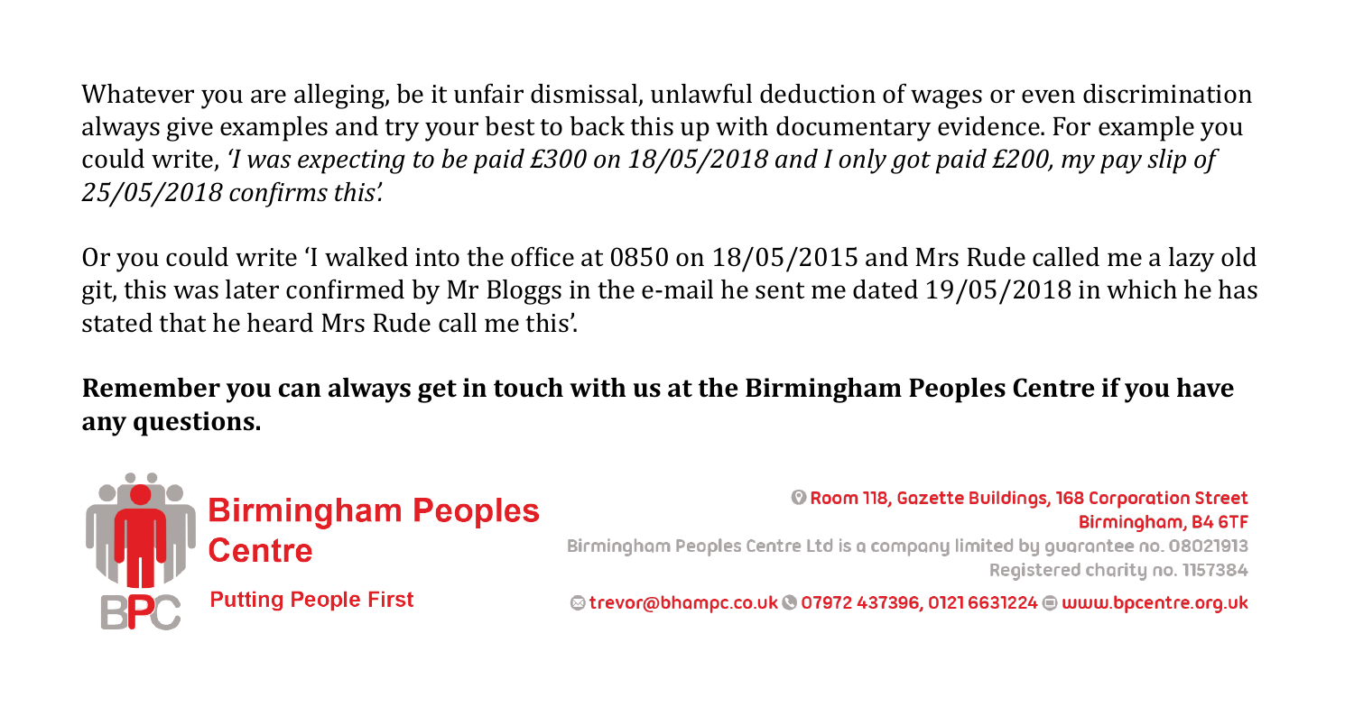Whatever you are alleging, be it unfair dismissal, unlawful deduction of wages or even discrimination always give examples and try your best to back this up with documentary evidence. For example you could write, *'I was expecting to be paid £300 on 18/05/2018 and I only got paid £200, my pay slip of 25/05/2018 confirms this'.*

Or you could write 'I walked into the office at 0850 on 18/05/2015 and Mrs Rude called me a lazy old git, this was later confirmed by Mr Bloggs in the e-mail he sent me dated 19/05/2018 in which he has stated that he heard Mrs Rude call me this'.

**Remember you can always get in touch with us at the Birmingham Peoples Centre if you have any questions.**

Birmingham Peoples Centre

Putting People First

Room 118, Gazette Buildings, 168 Corporation Street
Birmingham, B4 6TF

Birmingham Peoples Centre Ltd is a company limited by guarantee no. 08021913
Registered charity no. 1157384

trevor@bhampc.co.uk 07972 437396, 0121 6631224 www.bpcentre.org.uk